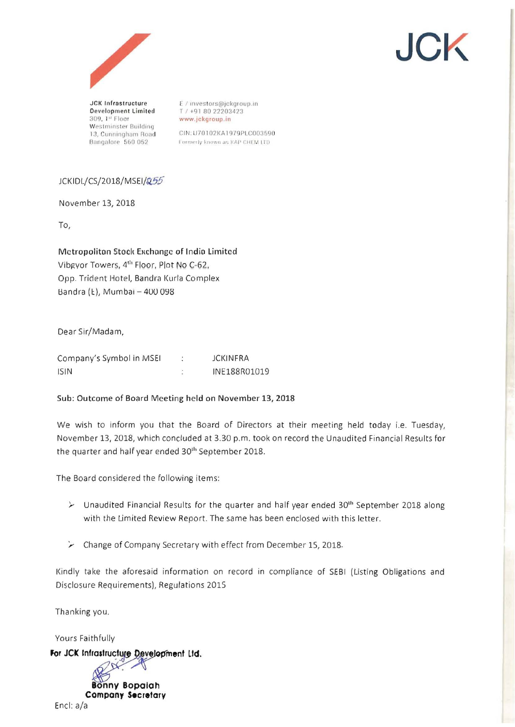JCK

**JCK Infrastructure Development Limited**
309, 1st Floor
Westminster Building
13, Cunningham Road
Bangalore 560 052

E / investors@jckgroup.in
T / +91 80 22203423
www.jckgroup.in

CIN: U70102KA1979PLC003590
Formerly known as KAP CHEM LTD

JCKIDL/CS/2018/MSEI/255

November 13, 2018

To,

**Metropolitan Stock Exchange of India Limited**
Vibgyor Towers, 4th Floor, Plot No C-62,
Opp. Trident Hotel, Bandra Kurla Complex
Bandra (E), Mumbai – 400 098

Dear Sir/Madam,

| | | |
|---|---|---|
| Company's Symbol in MSEI | : | JCKINFRA |
| ISIN | : | INE188R01019 |

**Sub: Outcome of Board Meeting held on November 13, 2018**

We wish to inform you that the Board of Directors at their meeting held today i.e. Tuesday, November 13, 2018, which concluded at 3.30 p.m. took on record the Unaudited Financial Results for the quarter and half year ended 30th September 2018.

The Board considered the following items:

- Unaudited Financial Results for the quarter and half year ended 30th September 2018 along with the Limited Review Report. The same has been enclosed with this letter.
- Change of Company Secretary with effect from December 15, 2018.

Kindly take the aforesaid information on record in compliance of SEBI (Listing Obligations and Disclosure Requirements), Regulations 2015

Thanking you.

Yours Faithfully

**For JCK Infrastructure Development Ltd.**

**Bonny Bopaiah**
**Company Secretary**

Encl: a/a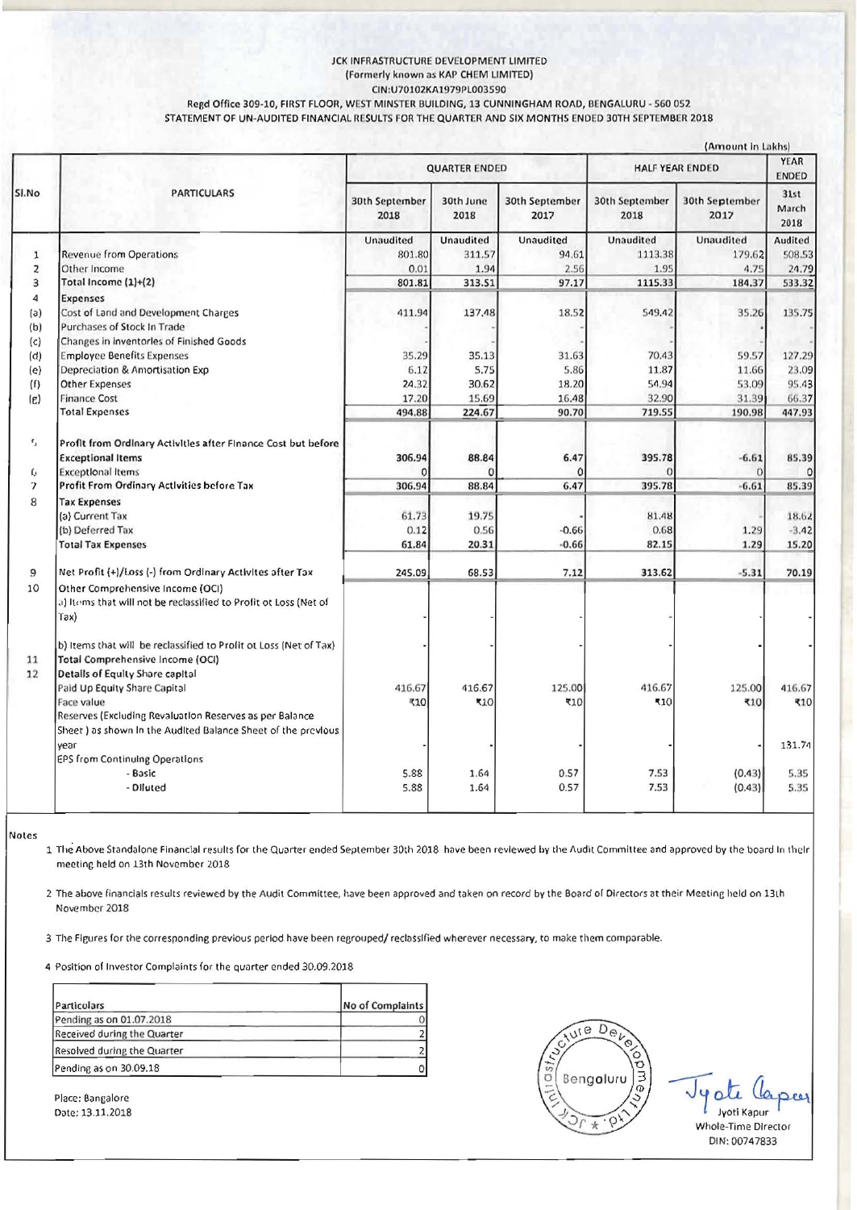# JCK INFRASTRUCTURE DEVELOPMENT LIMITED

(Formerly known as KAP CHEM LIMITED)

CIN:U70102KA1979PL003590

Regd Office 309-10, FIRST FLOOR, WEST MINSTER BUILDING, 13 CUNNINGHAM ROAD, BENGALURU - 560 052

STATEMENT OF UN-AUDITED FINANCIAL RESULTS FOR THE QUARTER AND SIX MONTHS ENDED 30TH SEPTEMBER 2018

(Amount in Lakhs)

| Sl.No | PARTICULARS | QUARTER ENDED | | | HALF YEAR ENDED | | YEAR ENDED |
|---|---|---|---|---|---|---|---|
| | | 30th September 2018 | 30th June 2018 | 30th September 2017 | 30th September 2018 | 30th September 2017 | 31st March 2018 |
| | | Unaudited | Unaudited | Unaudited | Unaudited | Unaudited | Audited |
| 1 | Revenue from Operations | 801.80 | 311.57 | 94.61 | 1113.38 | 179.62 | 508.53 |
| 2 | Other Income | 0.01 | 1.94 | 2.56 | 1.95 | 4.75 | 24.79 |
| 3 | Total Income (1)+(2) | 801.81 | 313.51 | 97.17 | 1115.33 | 184.37 | 533.32 |
| 4 | Expenses | | | | | | |
| (a) | Cost of Land and Development Charges | 411.94 | 137.48 | 18.52 | 549.42 | 35.26 | 135.75 |
| (b) | Purchases of Stock In Trade | - | - | - | - | - | - |
| (c) | Changes in Inventories of Finished Goods | - | - | - | - | - | - |
| (d) | Employee Benefits Expenses | 35.29 | 35.13 | 31.63 | 70.43 | 59.57 | 127.29 |
| (e) | Depreciation & Amortisation Exp | 6.12 | 5.75 | 5.86 | 11.87 | 11.66 | 23.09 |
| (f) | Other Expenses | 24.32 | 30.62 | 18.20 | 54.94 | 53.09 | 95.43 |
| (g) | Finance Cost | 17.20 | 15.69 | 16.48 | 32.90 | 31.39 | 66.37 |
| | Total Expenses | 494.88 | 224.67 | 90.70 | 719.55 | 190.98 | 447.93 |
| 5 | Profit from Ordinary Activities after Finance Cost but before Exceptional Items | 306.94 | 88.84 | 6.47 | 395.78 | -6.61 | 85.39 |
| 6 | Exceptional Items | 0 | 0 | 0 | 0 | 0 | 0 |
| 7 | Profit From Ordinary Activities before Tax | 306.94 | 88.84 | 6.47 | 395.78 | -6.61 | 85.39 |
| 8 | Tax Expenses | | | | | | |
| | (a) Current Tax | 61.73 | 19.75 | - | 81.48 | - | 18.62 |
| | (b) Deferred Tax | 0.12 | 0.56 | -0.66 | 0.68 | 1.29 | -3.42 |
| | Total Tax Expenses | 61.84 | 20.31 | -0.66 | 82.15 | 1.29 | 15.20 |
| 9 | Net Profit (+)/Loss (-) from Ordinary Activites after Tax | 245.09 | 68.53 | 7.12 | 313.62 | -5.31 | 70.19 |
| 10 | Other Comprehensive Income (OCI) | | | | | | |
| | a) Items that will not be reclassified to Profit ot Loss (Net of Tax) | - | - | - | - | - | - |
| | b) Items that will be reclassified to Profit ot Loss (Net of Tax) | - | - | - | - | - | - |
| 11 | Total Comprehensive Income (OCI) | | | | | | |
| 12 | Details of Equity Share capital | | | | | | |
| | Paid Up Equity Share Capital | 416.67 | 416.67 | 125.00 | 416.67 | 125.00 | 416.67 |
| | Face value | ₹10 | ₹10 | ₹10 | ₹10 | ₹10 | ₹10 |
| | Reserves (Excluding Revaluation Reserves as per Balance Sheet ) as shown in the Audited Balance Sheet of the previous year | - | - | - | - | - | 131.74 |
| | EPS from Continuing Operations | | | | | | |
| | - Basic | 5.88 | 1.64 | 0.57 | 7.53 | (0.43) | 5.35 |
| | - Diluted | 5.88 | 1.64 | 0.57 | 7.53 | (0.43) | 5.35 |

Notes

1. The Above Standalone Financial results for the Quarter ended September 30th 2018 have been reviewed by the Audit Committee and approved by the board in their meeting held on 13th November 2018
2. The above financials results reviewed by the Audit Committee, have been approved and taken on record by the Board of Directors at their Meeting held on 13th November 2018
3. The Figures for the corresponding previous period have been regrouped/ reclassified wherever necessary, to make them comparable.
4. Position of Investor Complaints for the quarter ended 30.09.2018

| Particulars | No of Complaints |
|---|---|
| Pending as on 01.07.2018 | 0 |
| Received during the Quarter | 2 |
| Resolved during the Quarter | 2 |
| Pending as on 30.09.18 | 0 |

Place: Bangalore

Date: 13.11.2018

Jyoti Kapur

Whole-Time Director

DIN: 00747833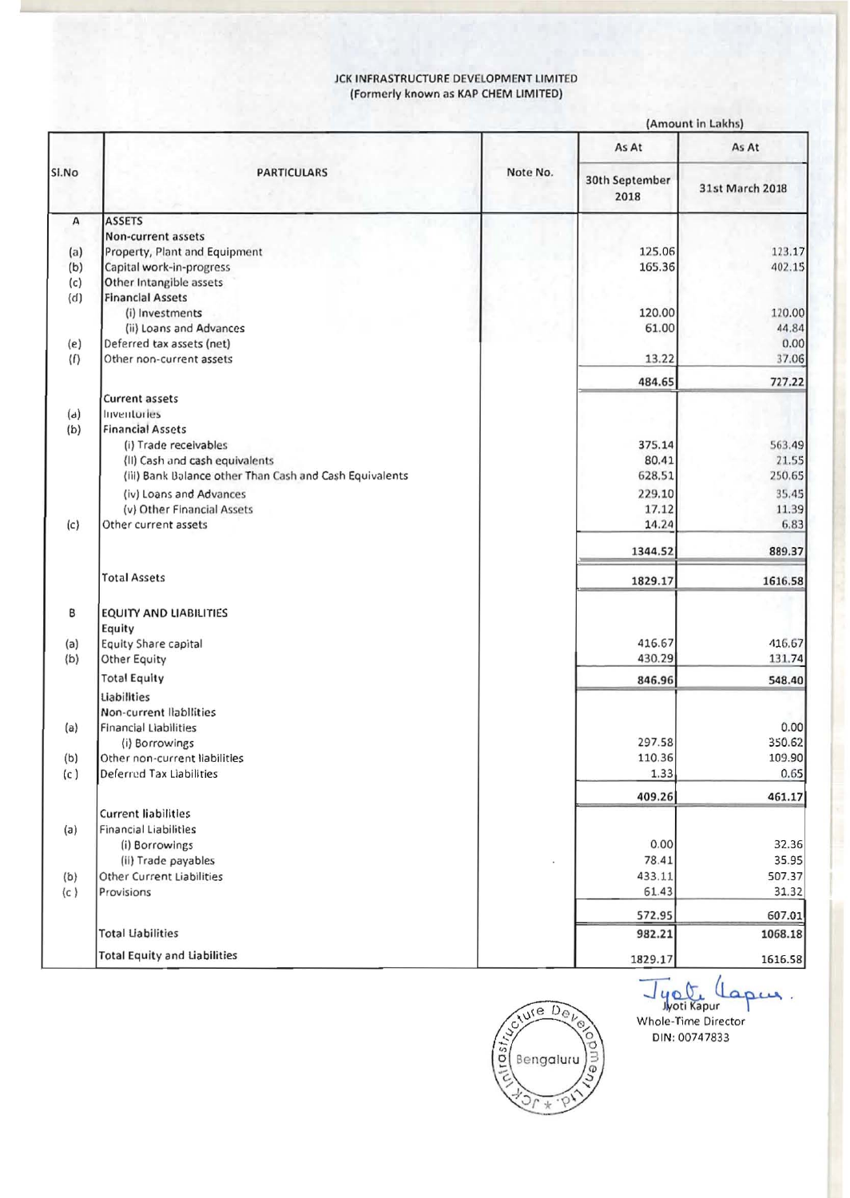**JCK INFRASTRUCTURE DEVELOPMENT LIMITED**
**(Formerly known as KAP CHEM LIMITED)**

(Amount in Lakhs)

| Sl.No | PARTICULARS | Note No. | As At 30th September 2018 | As At 31st March 2018 |
|---|---|---|---|---|
| A | **ASSETS** | | | |
| | **Non-current assets** | | | |
| (a) | Property, Plant and Equipment | | 125.06 | 123.17 |
| (b) | Capital work-in-progress | | 165.36 | 402.15 |
| (c) | Other Intangible assets | | | |
| (d) | **Financial Assets** | | | |
| | (i) Investments | | 120.00 | 120.00 |
| | (ii) Loans and Advances | | 61.00 | 44.84 |
| (e) | Deferred tax assets (net) | | | 0.00 |
| (f) | Other non-current assets | | 13.22 | 37.06 |
| | | | 484.65 | 727.22 |
| | **Current assets** | | | |
| (a) | Inventories | | | |
| (b) | **Financial Assets** | | | |
| | (i) Trade receivables | | 375.14 | 563.49 |
| | (ii) Cash and cash equivalents | | 80.41 | 21.55 |
| | (iii) Bank Balance other Than Cash and Cash Equivalents | | 628.51 | 250.65 |
| | (iv) Loans and Advances | | 229.10 | 35.45 |
| | (v) Other Financial Assets | | 17.12 | 11.39 |
| (c) | Other current assets | | 14.24 | 6.83 |
| | | | 1344.52 | 889.37 |
| | **Total Assets** | | 1829.17 | 1616.58 |
| B | **EQUITY AND LIABILITIES** | | | |
| | **Equity** | | | |
| (a) | Equity Share capital | | 416.67 | 416.67 |
| (b) | Other Equity | | 430.29 | 131.74 |
| | **Total Equity** | | 846.96 | 548.40 |
| | **Liabilties** | | | |
| | **Non-current liabilities** | | | |
| (a) | Financial Liabilities | | | 0.00 |
| | (i) Borrowings | | 297.58 | 350.62 |
| (b) | Other non-current liabilities | | 110.36 | 109.90 |
| (c) | Deferred Tax Liabilities | | 1.33 | 0.65 |
| | | | 409.26 | 461.17 |
| | **Current liabilities** | | | |
| (a) | Financial Liabilities | | | |
| | (i) Borrowings | | 0.00 | 32.36 |
| | (ii) Trade payables | | 78.41 | 35.95 |
| (b) | Other Current Liabilities | | 433.11 | 507.37 |
| (c) | Provisions | | 61.43 | 31.32 |
| | | | 572.95 | 607.01 |
| | **Total Liabilities** | | 982.21 | 1068.18 |
| | **Total Equity and Liabilities** | | 1829.17 | 1616.58 |

Jyoti Kapur
Whole-Time Director
DIN: 00747833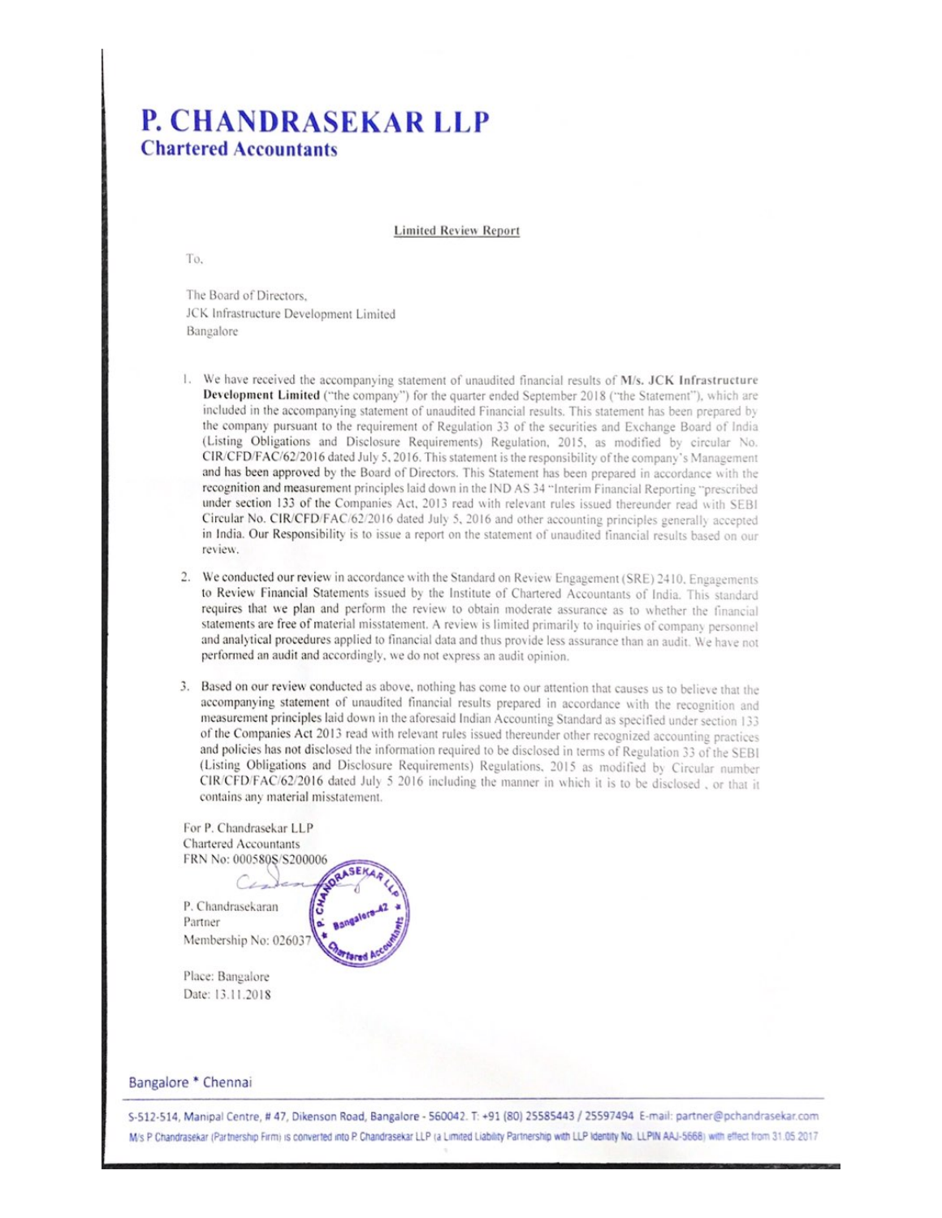# P. CHANDRASEKAR LLP
## Chartered Accountants

**Limited Review Report**

To,

The Board of Directors,
JCK Infrastructure Development Limited
Bangalore

1. We have received the accompanying statement of unaudited financial results of **M/s. JCK Infrastructure Development Limited** ("the company") for the quarter ended September 2018 ("the Statement"), which are included in the accompanying statement of unaudited Financial results. This statement has been prepared by the company pursuant to the requirement of Regulation 33 of the securities and Exchange Board of India (Listing Obligations and Disclosure Requirements) Regulation, 2015, as modified by circular No. CIR/CFD/FAC/62/2016 dated July 5, 2016. This statement is the responsibility of the company's Management and has been approved by the Board of Directors. This Statement has been prepared in accordance with the recognition and measurement principles laid down in the IND AS 34 "Interim Financial Reporting "prescribed under section 133 of the Companies Act, 2013 read with relevant rules issued thereunder read with SEBI Circular No. CIR/CFD/FAC/62/2016 dated July 5, 2016 and other accounting principles generally accepted in India. Our Responsibility is to issue a report on the statement of unaudited financial results based on our review.

2. We conducted our review in accordance with the Standard on Review Engagement (SRE) 2410. Engagements to Review Financial Statements issued by the Institute of Chartered Accountants of India. This standard requires that we plan and perform the review to obtain moderate assurance as to whether the financial statements are free of material misstatement. A review is limited primarily to inquiries of company personnel and analytical procedures applied to financial data and thus provide less assurance than an audit. We have not performed an audit and accordingly, we do not express an audit opinion.

3. Based on our review conducted as above, nothing has come to our attention that causes us to believe that the accompanying statement of unaudited financial results prepared in accordance with the recognition and measurement principles laid down in the aforesaid Indian Accounting Standard as specified under section 133 of the Companies Act 2013 read with relevant rules issued thereunder other recognized accounting practices and policies has not disclosed the information required to be disclosed in terms of Regulation 33 of the SEBI (Listing Obligations and Disclosure Requirements) Regulations, 2015 as modified by Circular number CIR/CFD/FAC/62/2016 dated July 5 2016 including the manner in which it is to be disclosed , or that it contains any material misstatement.

For P. Chandrasekar LLP
Chartered Accountants
FRN No: 000580S/S200006

P. Chandrasekaran
Partner
Membership No: 026037

Place: Bangalore
Date: 13.11.2018

Bangalore * Chennai

S-512-514, Manipal Centre, # 47, Dikenson Road, Bangalore - 560042. T: +91 (80) 25585443 / 25597494 E-mail: partner@pchandrasekar.com
M/s P Chandrasekar (Partnership Firm) is converted into P Chandrasekar LLP (a Limited Liability Partnership with LLP Identity No. LLPIN AAJ-5668) with effect from 31.05.2017